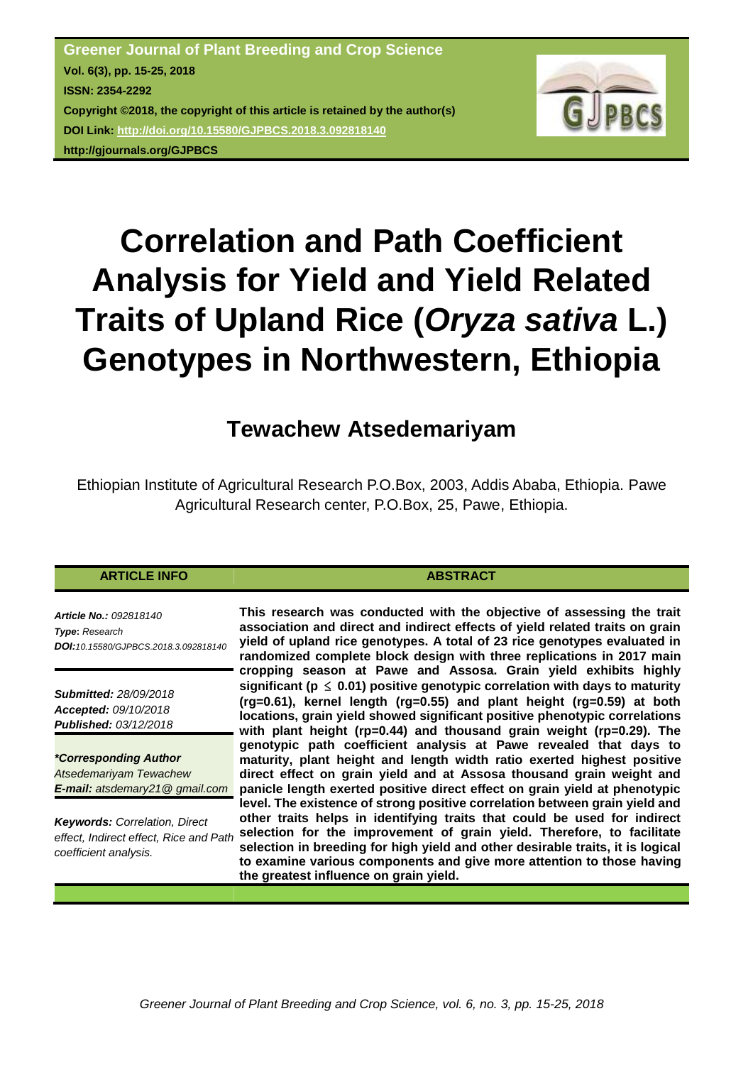**Greener Journal of Plant Breeding and Crop Science**
**Vol. 6(3), pp. 15-25, 2018**
**ISSN: 2354-2292**
**Copyright ©2018, the copyright of this article is retained by the author(s)**
**DOI Link: http://doi.org/10.15580/GJPBCS.2018.3.092818140**
**http://gjournals.org/GJPBCS**

# Correlation and Path Coefficient Analysis for Yield and Yield Related Traits of Upland Rice (*Oryza sativa* L.) Genotypes in Northwestern, Ethiopia

## Tewachew Atsedemariyam

Ethiopian Institute of Agricultural Research P.O.Box, 2003, Addis Ababa, Ethiopia. Pawe Agricultural Research center, P.O.Box, 25, Pawe, Ethiopia.

**ARTICLE INFO**

***Article No.:*** *092818140*
***Type*:** *Research*
***DOI:****10.15580/GJPBCS.2018.3.092818140*

***Submitted:*** *28/09/2018*
***Accepted:*** *09/10/2018*
***Published:*** *03/12/2018*

***\*Corresponding Author***
*Atsedemariyam Tewachew*
***E-mail:*** *atsdemary21@ gmail.com*

***Keywords:*** *Correlation, Direct effect, Indirect effect, Rice and Path coefficient analysis.*

**ABSTRACT**

**This research was conducted with the objective of assessing the trait association and direct and indirect effects of yield related traits on grain yield of upland rice genotypes. A total of 23 rice genotypes evaluated in randomized complete block design with three replications in 2017 main cropping season at Pawe and Assosa. Grain yield exhibits highly significant ($p \leq 0.01$) positive genotypic correlation with days to maturity ($r_g$=0.61), kernel length ($r_g$=0.55) and plant height ($r_g$=0.59) at both locations, grain yield showed significant positive phenotypic correlations with plant height ($r_p$=0.44) and thousand grain weight ($r_p$=0.29). The genotypic path coefficient analysis at Pawe revealed that days to maturity, plant height and length width ratio exerted highest positive direct effect on grain yield and at Assosa thousand grain weight and panicle length exerted positive direct effect on grain yield at phenotypic level. The existence of strong positive correlation between grain yield and other traits helps in identifying traits that could be used for indirect selection for the improvement of grain yield. Therefore, to facilitate selection in breeding for high yield and other desirable traits, it is logical to examine various components and give more attention to those having the greatest influence on grain yield.**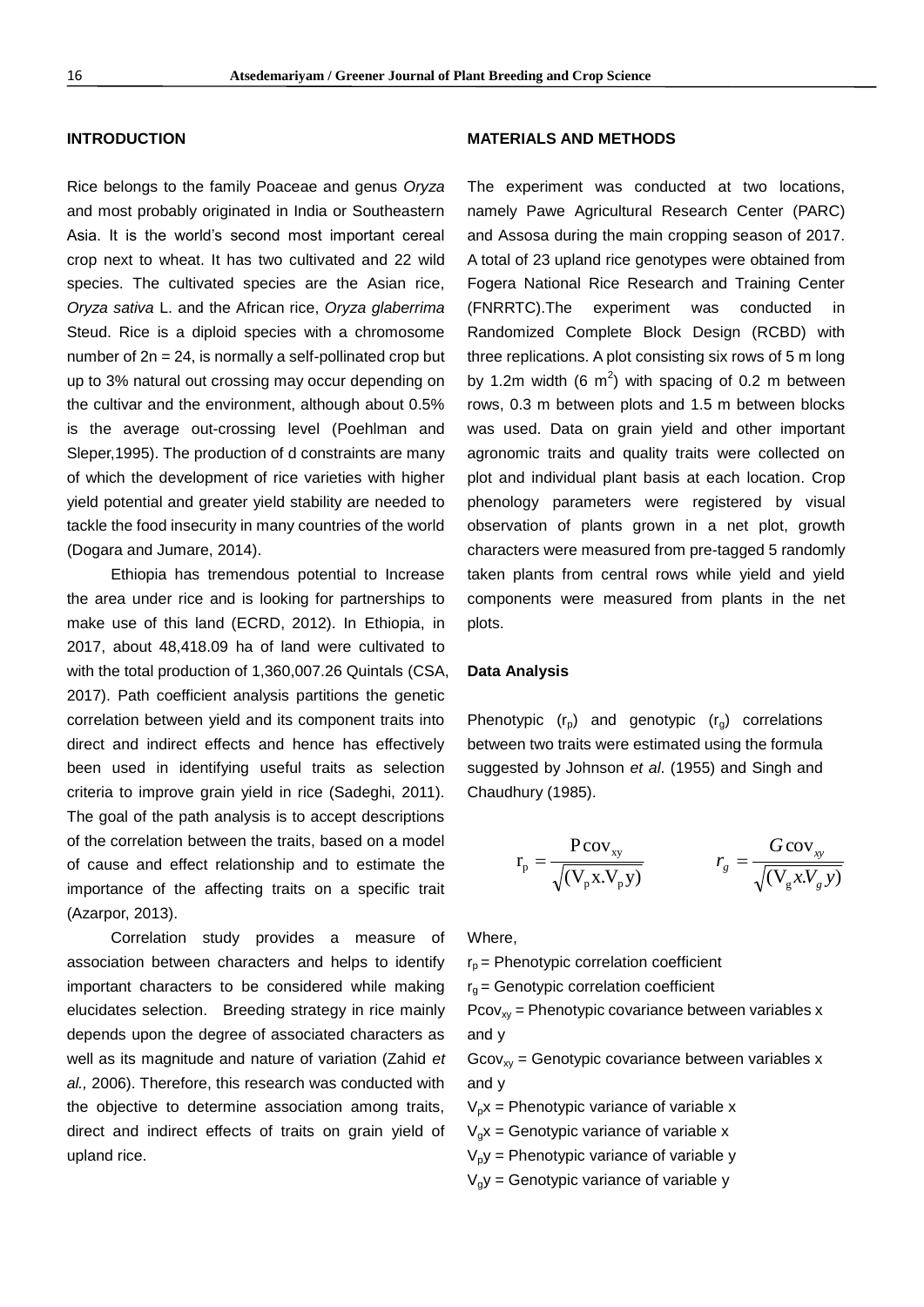## INTRODUCTION

Rice belongs to the family Poaceae and genus *Oryza* and most probably originated in India or Southeastern Asia. It is the world's second most important cereal crop next to wheat. It has two cultivated and 22 wild species. The cultivated species are the Asian rice, *Oryza sativa* L. and the African rice, *Oryza glaberrima* Steud. Rice is a diploid species with a chromosome number of 2n = 24, is normally a self-pollinated crop but up to 3% natural out crossing may occur depending on the cultivar and the environment, although about 0.5% is the average out-crossing level (Poehlman and Sleper,1995). The production of d constraints are many of which the development of rice varieties with higher yield potential and greater yield stability are needed to tackle the food insecurity in many countries of the world (Dogara and Jumare, 2014).

Ethiopia has tremendous potential to Increase the area under rice and is looking for partnerships to make use of this land (ECRD, 2012). In Ethiopia, in 2017, about 48,418.09 ha of land were cultivated to with the total production of 1,360,007.26 Quintals (CSA, 2017). Path coefficient analysis partitions the genetic correlation between yield and its component traits into direct and indirect effects and hence has effectively been used in identifying useful traits as selection criteria to improve grain yield in rice (Sadeghi, 2011). The goal of the path analysis is to accept descriptions of the correlation between the traits, based on a model of cause and effect relationship and to estimate the importance of the affecting traits on a specific trait (Azarpor, 2013).

Correlation study provides a measure of association between characters and helps to identify important characters to be considered while making elucidates selection. Breeding strategy in rice mainly depends upon the degree of associated characters as well as its magnitude and nature of variation (Zahid *et al.,* 2006). Therefore, this research was conducted with the objective to determine association among traits, direct and indirect effects of traits on grain yield of upland rice.

## MATERIALS AND METHODS

The experiment was conducted at two locations, namely Pawe Agricultural Research Center (PARC) and Assosa during the main cropping season of 2017. A total of 23 upland rice genotypes were obtained from Fogera National Rice Research and Training Center (FNRRTC).The experiment was conducted in Randomized Complete Block Design (RCBD) with three replications. A plot consisting six rows of 5 m long by 1.2m width (6 $m^2$) with spacing of 0.2 m between rows, 0.3 m between plots and 1.5 m between blocks was used. Data on grain yield and other important agronomic traits and quality traits were collected on plot and individual plant basis at each location. Crop phenology parameters were registered by visual observation of plants grown in a net plot, growth characters were measured from pre-tagged 5 randomly taken plants from central rows while yield and yield components were measured from plants in the net plots.

### Data Analysis

Phenotypic ($r_p$) and genotypic ($r_g$) correlations between two traits were estimated using the formula suggested by Johnson *et al*. (1955) and Singh and Chaudhury (1985).

$$r_p = \frac{P\text{cov}_{xy}}{\sqrt{(V_p x . V_p y)}} \qquad r_g = \frac{G\text{cov}_{xy}}{\sqrt{(V_g x . V_g y)}}$$

Where,

$r_p$ = Phenotypic correlation coefficient

$r_g$ = Genotypic correlation coefficient

$Pcov_{xy}$ = Phenotypic covariance between variables x and y

$Gcov_{xy}$ = Genotypic covariance between variables x and y

$V_px$ = Phenotypic variance of variable x

$V_gx$ = Genotypic variance of variable x

$V_py$ = Phenotypic variance of variable y

$V_gy$ = Genotypic variance of variable y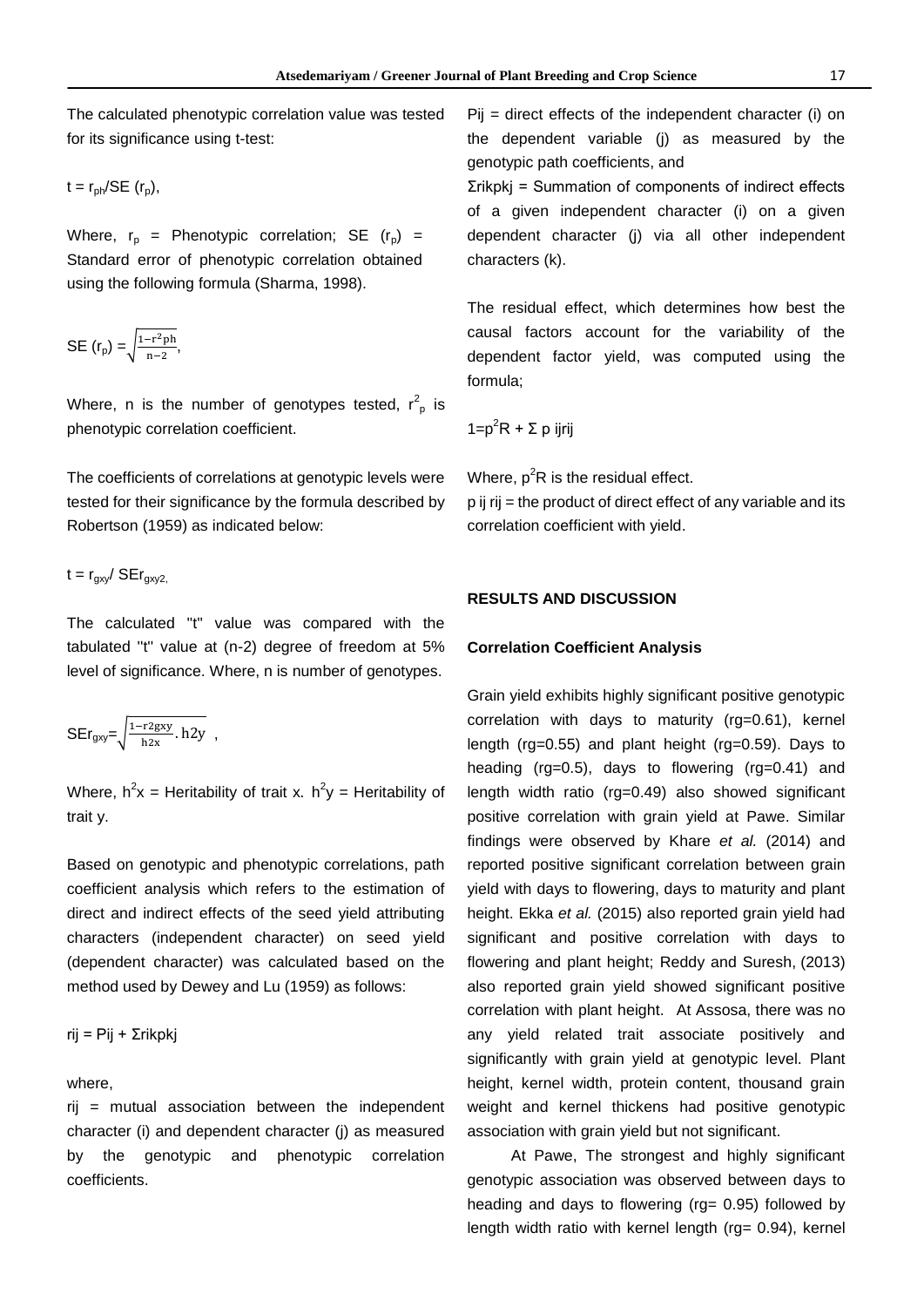The calculated phenotypic correlation value was tested for its significance using t-test:

$t = r_{ph}/SE\ (r_p)$,

Where, $r_p$ = Phenotypic correlation; SE ($r_p$) = Standard error of phenotypic correlation obtained using the following formula (Sharma, 1998).

$$SE\ (r_p) = \sqrt{\frac{1-r^2ph}{n-2}},$$

Where, n is the number of genotypes tested, $r^2_p$ is phenotypic correlation coefficient.

The coefficients of correlations at genotypic levels were tested for their significance by the formula described by Robertson (1959) as indicated below:

$t = r_{gxy}/\ SEr_{gxy2,}$

The calculated "t" value was compared with the tabulated "t" value at (n-2) degree of freedom at 5% level of significance. Where, n is number of genotypes.

$$SEr_{gxy} = \sqrt{\frac{1-r2gxy}{h2x}.\, h2y}\ ,$$

Where, $h^2x$ = Heritability of trait x. $h^2y$ = Heritability of trait y.

Based on genotypic and phenotypic correlations, path coefficient analysis which refers to the estimation of direct and indirect effects of the seed yield attributing characters (independent character) on seed yield (dependent character) was calculated based on the method used by Dewey and Lu (1959) as follows:

rij = Pij + Σrikpkj

where,

rij = mutual association between the independent character (i) and dependent character (j) as measured by the genotypic and phenotypic correlation coefficients.

Pij = direct effects of the independent character (i) on the dependent variable (j) as measured by the genotypic path coefficients, and

Σrikpkj = Summation of components of indirect effects of a given independent character (i) on a given dependent character (j) via all other independent characters (k).

The residual effect, which determines how best the causal factors account for the variability of the dependent factor yield, was computed using the formula;

$1=p^2R + \Sigma$ p ijrij

Where, $p^2R$ is the residual effect.

p ij rij = the product of direct effect of any variable and its correlation coefficient with yield.

## RESULTS AND DISCUSSION

### Correlation Coefficient Analysis

Grain yield exhibits highly significant positive genotypic correlation with days to maturity (rg=0.61), kernel length (rg=0.55) and plant height (rg=0.59). Days to heading (rg=0.5), days to flowering (rg=0.41) and length width ratio (rg=0.49) also showed significant positive correlation with grain yield at Pawe. Similar findings were observed by Khare *et al.* (2014) and reported positive significant correlation between grain yield with days to flowering, days to maturity and plant height. Ekka *et al.* (2015) also reported grain yield had significant and positive correlation with days to flowering and plant height; Reddy and Suresh, (2013) also reported grain yield showed significant positive correlation with plant height. At Assosa, there was no any yield related trait associate positively and significantly with grain yield at genotypic level. Plant height, kernel width, protein content, thousand grain weight and kernel thickens had positive genotypic association with grain yield but not significant.

At Pawe, The strongest and highly significant genotypic association was observed between days to heading and days to flowering (rg= 0.95) followed by length width ratio with kernel length (rg= 0.94), kernel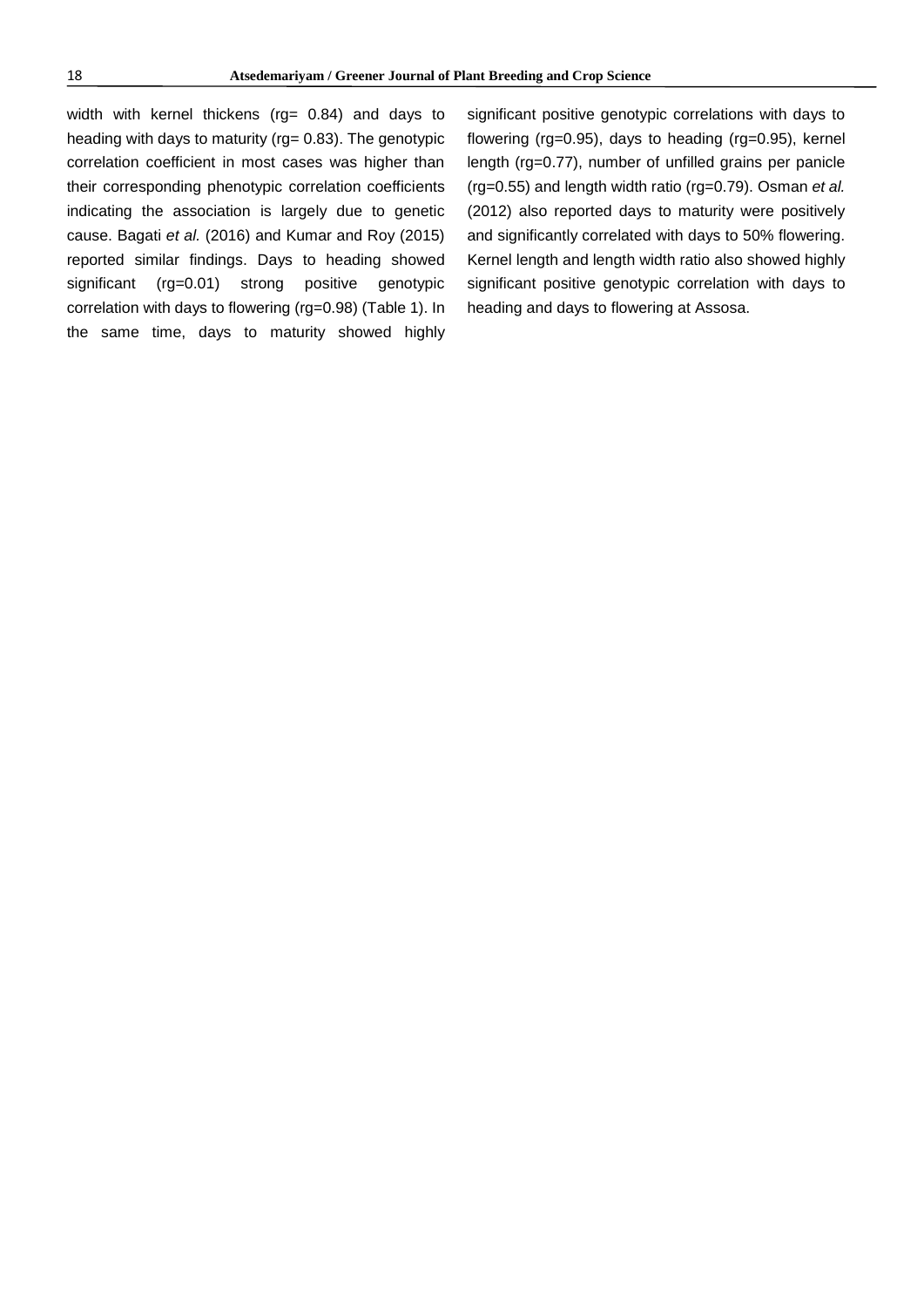width with kernel thickens (rg= 0.84) and days to heading with days to maturity (rg= 0.83). The genotypic correlation coefficient in most cases was higher than their corresponding phenotypic correlation coefficients indicating the association is largely due to genetic cause. Bagati *et al.* (2016) and Kumar and Roy (2015) reported similar findings. Days to heading showed significant (rg=0.01) strong positive genotypic correlation with days to flowering (rg=0.98) (Table 1). In the same time, days to maturity showed highly significant positive genotypic correlations with days to flowering (rg=0.95), days to heading (rg=0.95), kernel length (rg=0.77), number of unfilled grains per panicle (rg=0.55) and length width ratio (rg=0.79). Osman *et al.* (2012) also reported days to maturity were positively and significantly correlated with days to 50% flowering. Kernel length and length width ratio also showed highly significant positive genotypic correlation with days to heading and days to flowering at Assosa.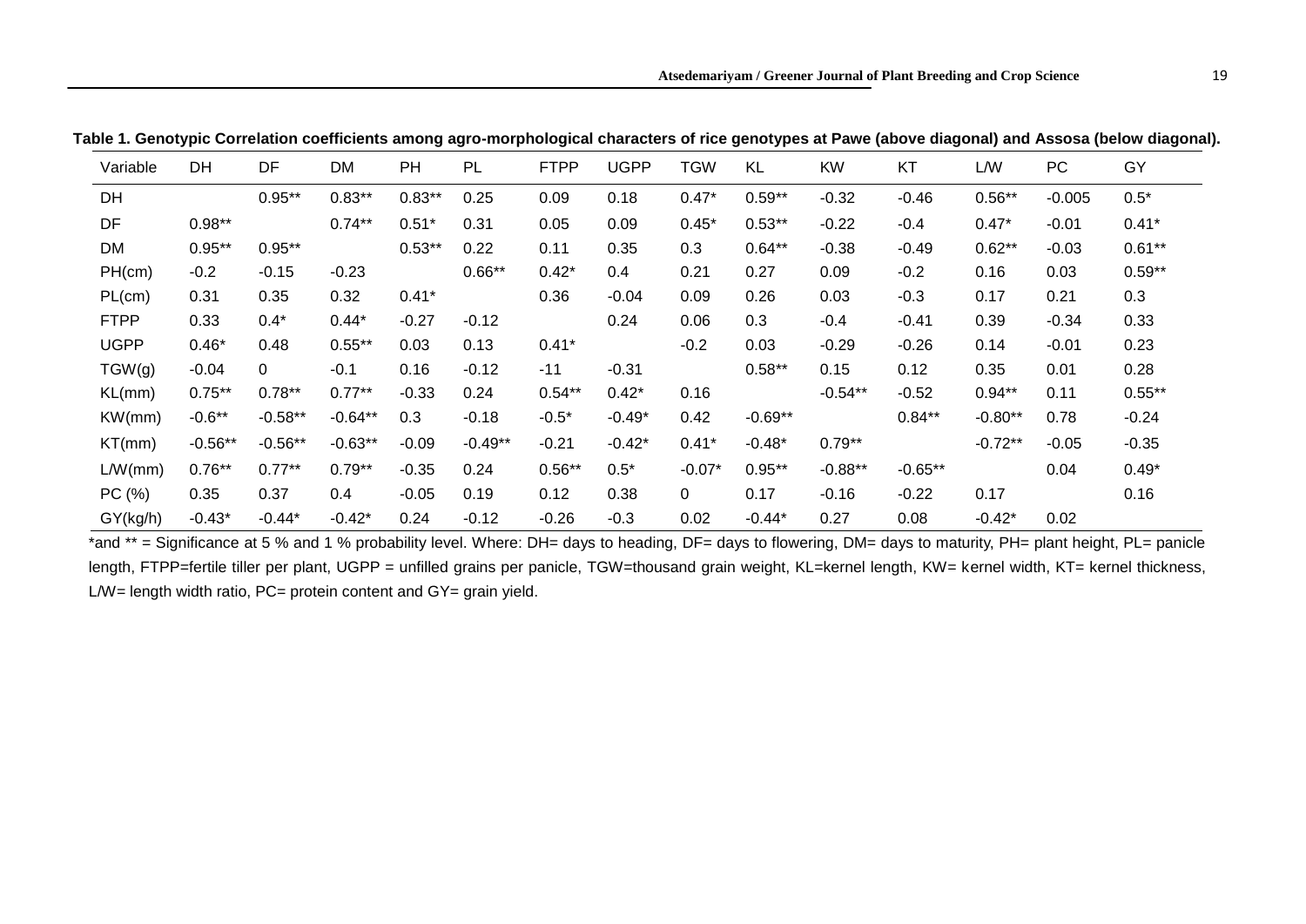**Table 1. Genotypic Correlation coefficients among agro-morphological characters of rice genotypes at Pawe (above diagonal) and Assosa (below diagonal).**

| Variable | DH | DF | DM | PH | PL | FTPP | UGPP | TGW | KL | KW | KT | L/W | PC | GY |
|---|---|---|---|---|---|---|---|---|---|---|---|---|---|---|
| DH | | 0.95** | 0.83** | 0.83** | 0.25 | 0.09 | 0.18 | 0.47* | 0.59** | -0.32 | -0.46 | 0.56** | -0.005 | 0.5* |
| DF | 0.98** | | 0.74** | 0.51* | 0.31 | 0.05 | 0.09 | 0.45* | 0.53** | -0.22 | -0.4 | 0.47* | -0.01 | 0.41* |
| DM | 0.95** | 0.95** | | 0.53** | 0.22 | 0.11 | 0.35 | 0.3 | 0.64** | -0.38 | -0.49 | 0.62** | -0.03 | 0.61** |
| PH(cm) | -0.2 | -0.15 | -0.23 | | 0.66** | 0.42* | 0.4 | 0.21 | 0.27 | 0.09 | -0.2 | 0.16 | 0.03 | 0.59** |
| PL(cm) | 0.31 | 0.35 | 0.32 | 0.41* | | 0.36 | -0.04 | 0.09 | 0.26 | 0.03 | -0.3 | 0.17 | 0.21 | 0.3 |
| FTPP | 0.33 | 0.4* | 0.44* | -0.27 | -0.12 | | 0.24 | 0.06 | 0.3 | -0.4 | -0.41 | 0.39 | -0.34 | 0.33 |
| UGPP | 0.46* | 0.48 | 0.55** | 0.03 | 0.13 | 0.41* | | -0.2 | 0.03 | -0.29 | -0.26 | 0.14 | -0.01 | 0.23 |
| TGW(g) | -0.04 | 0 | -0.1 | 0.16 | -0.12 | -11 | -0.31 | | 0.58** | 0.15 | 0.12 | 0.35 | 0.01 | 0.28 |
| KL(mm) | 0.75** | 0.78** | 0.77** | -0.33 | 0.24 | 0.54** | 0.42* | 0.16 | | -0.54** | -0.52 | 0.94** | 0.11 | 0.55** |
| KW(mm) | -0.6** | -0.58** | -0.64** | 0.3 | -0.18 | -0.5* | -0.49* | 0.42 | -0.69** | | 0.84** | -0.80** | 0.78 | -0.24 |
| KT(mm) | -0.56** | -0.56** | -0.63** | -0.09 | -0.49** | -0.21 | -0.42* | 0.41* | -0.48* | 0.79** | | -0.72** | -0.05 | -0.35 |
| L/W(mm) | 0.76** | 0.77** | 0.79** | -0.35 | 0.24 | 0.56** | 0.5* | -0.07* | 0.95** | -0.88** | -0.65** | | 0.04 | 0.49* |
| PC (%) | 0.35 | 0.37 | 0.4 | -0.05 | 0.19 | 0.12 | 0.38 | 0 | 0.17 | -0.16 | -0.22 | 0.17 | | 0.16 |
| GY(kg/h) | -0.43* | -0.44* | -0.42* | 0.24 | -0.12 | -0.26 | -0.3 | 0.02 | -0.44* | 0.27 | 0.08 | -0.42* | 0.02 | |

*and ** = Significance at 5 % and 1 % probability level. Where: DH= days to heading, DF= days to flowering, DM= days to maturity, PH= plant height, PL= panicle length, FTPP=fertile tiller per plant, UGPP = unfilled grains per panicle, TGW=thousand grain weight, KL=kernel length, KW= kernel width, KT= kernel thickness, L/W= length width ratio, PC= protein content and GY= grain yield.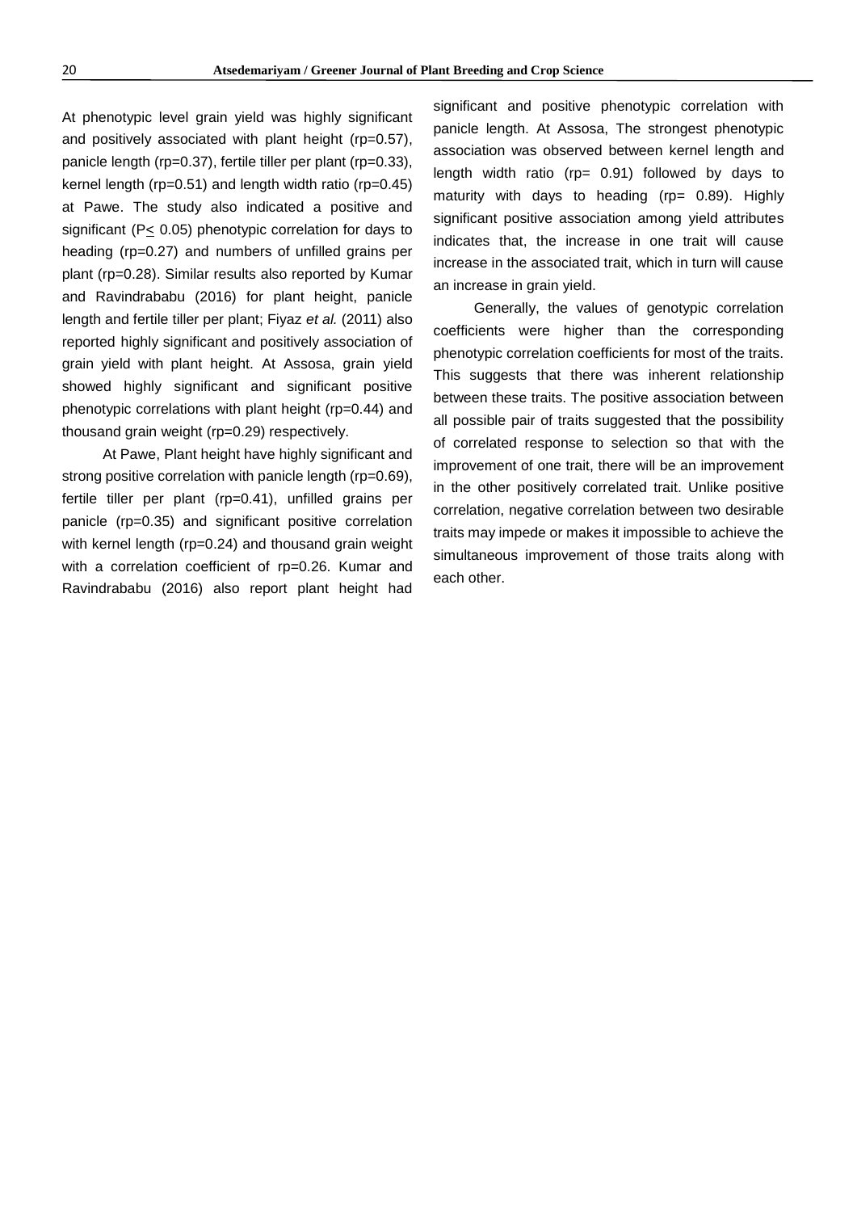At phenotypic level grain yield was highly significant and positively associated with plant height (rp=0.57), panicle length (rp=0.37), fertile tiller per plant (rp=0.33), kernel length (rp=0.51) and length width ratio (rp=0.45) at Pawe. The study also indicated a positive and significant ($P \leq 0.05$) phenotypic correlation for days to heading (rp=0.27) and numbers of unfilled grains per plant (rp=0.28). Similar results also reported by Kumar and Ravindrababu (2016) for plant height, panicle length and fertile tiller per plant; Fiyaz *et al.* (2011) also reported highly significant and positively association of grain yield with plant height. At Assosa, grain yield showed highly significant and significant positive phenotypic correlations with plant height (rp=0.44) and thousand grain weight (rp=0.29) respectively.

At Pawe, Plant height have highly significant and strong positive correlation with panicle length (rp=0.69), fertile tiller per plant (rp=0.41), unfilled grains per panicle (rp=0.35) and significant positive correlation with kernel length (rp=0.24) and thousand grain weight with a correlation coefficient of rp=0.26. Kumar and Ravindrababu (2016) also report plant height had significant and positive phenotypic correlation with panicle length. At Assosa, The strongest phenotypic association was observed between kernel length and length width ratio (rp= 0.91) followed by days to maturity with days to heading (rp= 0.89). Highly significant positive association among yield attributes indicates that, the increase in one trait will cause increase in the associated trait, which in turn will cause an increase in grain yield.

Generally, the values of genotypic correlation coefficients were higher than the corresponding phenotypic correlation coefficients for most of the traits. This suggests that there was inherent relationship between these traits. The positive association between all possible pair of traits suggested that the possibility of correlated response to selection so that with the improvement of one trait, there will be an improvement in the other positively correlated trait. Unlike positive correlation, negative correlation between two desirable traits may impede or makes it impossible to achieve the simultaneous improvement of those traits along with each other.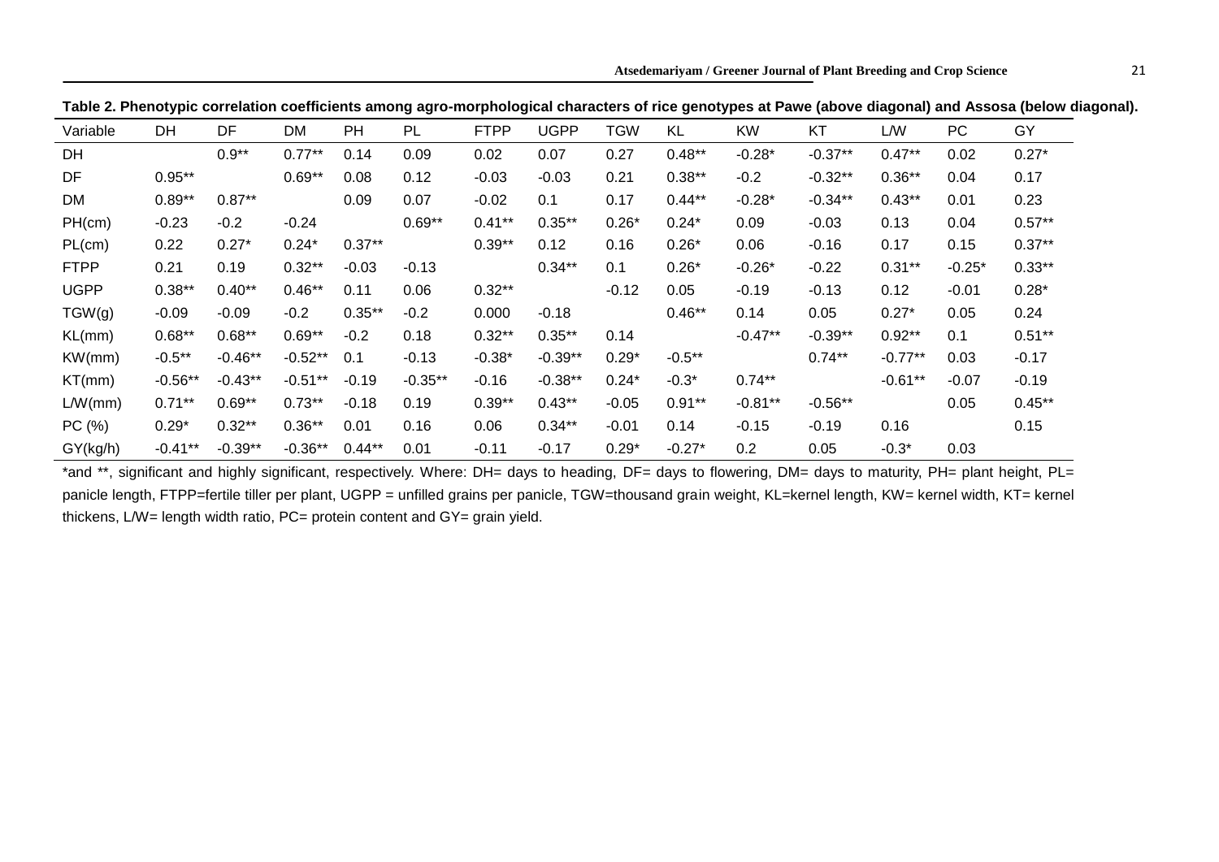**Table 2. Phenotypic correlation coefficients among agro-morphological characters of rice genotypes at Pawe (above diagonal) and Assosa (below diagonal).**

| Variable | DH | DF | DM | PH | PL | FTPP | UGPP | TGW | KL | KW | KT | L/W | PC | GY |
|---|---|---|---|---|---|---|---|---|---|---|---|---|---|---|
| DH | | 0.9** | 0.77** | 0.14 | 0.09 | 0.02 | 0.07 | 0.27 | 0.48** | -0.28* | -0.37** | 0.47** | 0.02 | 0.27* |
| DF | 0.95** | | 0.69** | 0.08 | 0.12 | -0.03 | -0.03 | 0.21 | 0.38** | -0.2 | -0.32** | 0.36** | 0.04 | 0.17 |
| DM | 0.89** | 0.87** | | 0.09 | 0.07 | -0.02 | 0.1 | 0.17 | 0.44** | -0.28* | -0.34** | 0.43** | 0.01 | 0.23 |
| PH(cm) | -0.23 | -0.2 | -0.24 | | 0.69** | 0.41** | 0.35** | 0.26* | 0.24* | 0.09 | -0.03 | 0.13 | 0.04 | 0.57** |
| PL(cm) | 0.22 | 0.27* | 0.24* | 0.37** | | 0.39** | 0.12 | 0.16 | 0.26* | 0.06 | -0.16 | 0.17 | 0.15 | 0.37** |
| FTPP | 0.21 | 0.19 | 0.32** | -0.03 | -0.13 | | 0.34** | 0.1 | 0.26* | -0.26* | -0.22 | 0.31** | -0.25* | 0.33** |
| UGPP | 0.38** | 0.40** | 0.46** | 0.11 | 0.06 | 0.32** | | -0.12 | 0.05 | -0.19 | -0.13 | 0.12 | -0.01 | 0.28* |
| TGW(g) | -0.09 | -0.09 | -0.2 | 0.35** | -0.2 | 0.000 | -0.18 | | 0.46** | 0.14 | 0.05 | 0.27* | 0.05 | 0.24 |
| KL(mm) | 0.68** | 0.68** | 0.69** | -0.2 | 0.18 | 0.32** | 0.35** | 0.14 | | -0.47** | -0.39** | 0.92** | 0.1 | 0.51** |
| KW(mm) | -0.5** | -0.46** | -0.52** | 0.1 | -0.13 | -0.38* | -0.39** | 0.29* | -0.5** | | 0.74** | -0.77** | 0.03 | -0.17 |
| KT(mm) | -0.56** | -0.43** | -0.51** | -0.19 | -0.35** | -0.16 | -0.38** | 0.24* | -0.3* | 0.74** | | -0.61** | -0.07 | -0.19 |
| L/W(mm) | 0.71** | 0.69** | 0.73** | -0.18 | 0.19 | 0.39** | 0.43** | -0.05 | 0.91** | -0.81** | -0.56** | | 0.05 | 0.45** |
| PC (%) | 0.29* | 0.32** | 0.36** | 0.01 | 0.16 | 0.06 | 0.34** | -0.01 | 0.14 | -0.15 | -0.19 | 0.16 | | 0.15 |
| GY(kg/h) | -0.41** | -0.39** | -0.36** | 0.44** | 0.01 | -0.11 | -0.17 | 0.29* | -0.27* | 0.2 | 0.05 | -0.3* | 0.03 | |

*and **, significant and highly significant, respectively. Where: DH= days to heading, DF= days to flowering, DM= days to maturity, PH= plant height, PL= panicle length, FTPP=fertile tiller per plant, UGPP = unfilled grains per panicle, TGW=thousand grain weight, KL=kernel length, KW= kernel width, KT= kernel thickens, L/W= length width ratio, PC= protein content and GY= grain yield.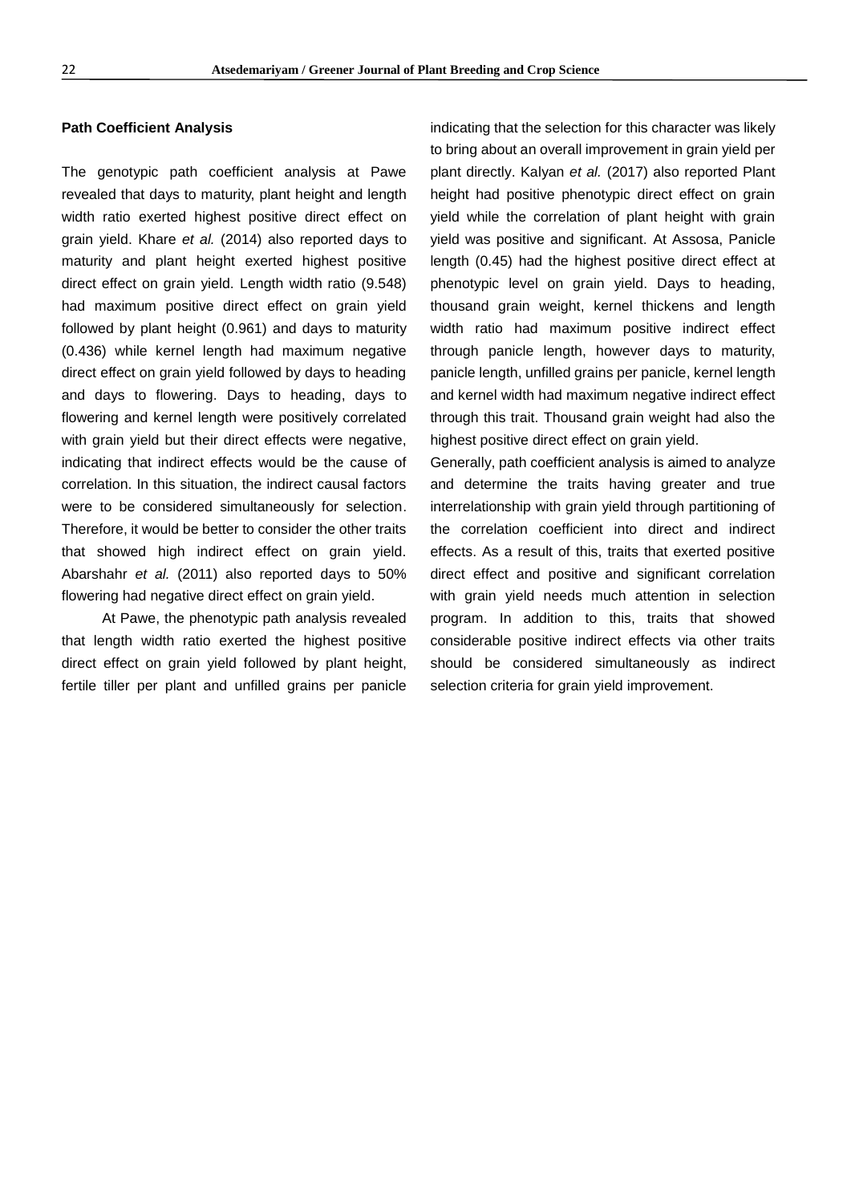**Path Coefficient Analysis**

The genotypic path coefficient analysis at Pawe revealed that days to maturity, plant height and length width ratio exerted highest positive direct effect on grain yield. Khare *et al.* (2014) also reported days to maturity and plant height exerted highest positive direct effect on grain yield. Length width ratio (9.548) had maximum positive direct effect on grain yield followed by plant height (0.961) and days to maturity (0.436) while kernel length had maximum negative direct effect on grain yield followed by days to heading and days to flowering. Days to heading, days to flowering and kernel length were positively correlated with grain yield but their direct effects were negative, indicating that indirect effects would be the cause of correlation. In this situation, the indirect causal factors were to be considered simultaneously for selection. Therefore, it would be better to consider the other traits that showed high indirect effect on grain yield. Abarshahr *et al.* (2011) also reported days to 50% flowering had negative direct effect on grain yield.

At Pawe, the phenotypic path analysis revealed that length width ratio exerted the highest positive direct effect on grain yield followed by plant height, fertile tiller per plant and unfilled grains per panicle indicating that the selection for this character was likely to bring about an overall improvement in grain yield per plant directly. Kalyan *et al.* (2017) also reported Plant height had positive phenotypic direct effect on grain yield while the correlation of plant height with grain yield was positive and significant. At Assosa, Panicle length (0.45) had the highest positive direct effect at phenotypic level on grain yield. Days to heading, thousand grain weight, kernel thickens and length width ratio had maximum positive indirect effect through panicle length, however days to maturity, panicle length, unfilled grains per panicle, kernel length and kernel width had maximum negative indirect effect through this trait. Thousand grain weight had also the highest positive direct effect on grain yield.

Generally, path coefficient analysis is aimed to analyze and determine the traits having greater and true interrelationship with grain yield through partitioning of the correlation coefficient into direct and indirect effects. As a result of this, traits that exerted positive direct effect and positive and significant correlation with grain yield needs much attention in selection program. In addition to this, traits that showed considerable positive indirect effects via other traits should be considered simultaneously as indirect selection criteria for grain yield improvement.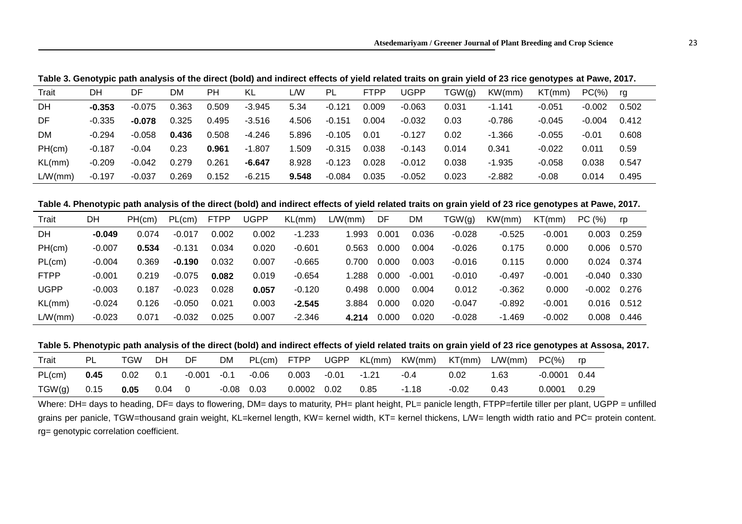**Table 3. Genotypic path analysis of the direct (bold) and indirect effects of yield related traits on grain yield of 23 rice genotypes at Pawe, 2017.**

| Trait | DH | DF | DM | PH | KL | L/W | PL | FTPP | UGPP | TGW(g) | KW(mm) | KT(mm) | PC(%) | rg |
|---|---|---|---|---|---|---|---|---|---|---|---|---|---|---|
| DH | **-0.353** | -0.075 | 0.363 | 0.509 | -3.945 | 5.34 | -0.121 | 0.009 | -0.063 | 0.031 | -1.141 | -0.051 | -0.002 | 0.502 |
| DF | -0.335 | **-0.078** | 0.325 | 0.495 | -3.516 | 4.506 | -0.151 | 0.004 | -0.032 | 0.03 | -0.786 | -0.045 | -0.004 | 0.412 |
| DM | -0.294 | -0.058 | **0.436** | 0.508 | -4.246 | 5.896 | -0.105 | 0.01 | -0.127 | 0.02 | -1.366 | -0.055 | -0.01 | 0.608 |
| PH(cm) | -0.187 | -0.04 | 0.23 | **0.961** | -1.807 | 1.509 | -0.315 | 0.038 | -0.143 | 0.014 | 0.341 | -0.022 | 0.011 | 0.59 |
| KL(mm) | -0.209 | -0.042 | 0.279 | 0.261 | **-6.647** | 8.928 | -0.123 | 0.028 | -0.012 | 0.038 | -1.935 | -0.058 | 0.038 | 0.547 |
| L/W(mm) | -0.197 | -0.037 | 0.269 | 0.152 | -6.215 | **9.548** | -0.084 | 0.035 | -0.052 | 0.023 | -2.882 | -0.08 | 0.014 | 0.495 |

**Table 4. Phenotypic path analysis of the direct (bold) and indirect effects of yield related traits on grain yield of 23 rice genotypes at Pawe, 2017.**

| Trait | DH | PH(cm) | PL(cm) | FTPP | UGPP | KL(mm) | L/W(mm) | DF | DM | TGW(g) | KW(mm) | KT(mm) | PC (%) | rp |
|---|---|---|---|---|---|---|---|---|---|---|---|---|---|---|
| DH | **-0.049** | 0.074 | -0.017 | 0.002 | 0.002 | -1.233 | 1.993 | 0.001 | 0.036 | -0.028 | -0.525 | -0.001 | 0.003 | 0.259 |
| PH(cm) | -0.007 | **0.534** | -0.131 | 0.034 | 0.020 | -0.601 | 0.563 | 0.000 | 0.004 | -0.026 | 0.175 | 0.000 | 0.006 | 0.570 |
| PL(cm) | -0.004 | 0.369 | **-0.190** | 0.032 | 0.007 | -0.665 | 0.700 | 0.000 | 0.003 | -0.016 | 0.115 | 0.000 | 0.024 | 0.374 |
| FTPP | -0.001 | 0.219 | -0.075 | **0.082** | 0.019 | -0.654 | 1.288 | 0.000 | -0.001 | -0.010 | -0.497 | -0.001 | -0.040 | 0.330 |
| UGPP | -0.003 | 0.187 | -0.023 | 0.028 | **0.057** | -0.120 | 0.498 | 0.000 | 0.004 | 0.012 | -0.362 | 0.000 | -0.002 | 0.276 |
| KL(mm) | -0.024 | 0.126 | -0.050 | 0.021 | 0.003 | **-2.545** | 3.884 | 0.000 | 0.020 | -0.047 | -0.892 | -0.001 | 0.016 | 0.512 |
| L/W(mm) | -0.023 | 0.071 | -0.032 | 0.025 | 0.007 | -2.346 | **4.214** | 0.000 | 0.020 | -0.028 | -1.469 | -0.002 | 0.008 | 0.446 |

**Table 5. Phenotypic path analysis of the direct (bold) and indirect effects of yield related traits on grain yield of 23 rice genotypes at Assosa, 2017.**

| Trait | PL | TGW | DH | DF | DM | PL(cm) | FTPP | UGPP | KL(mm) | KW(mm) | KT(mm) | L/W(mm) | PC(%) | rp |
|---|---|---|---|---|---|---|---|---|---|---|---|---|---|---|
| PL(cm) | **0.45** | 0.02 | 0.1 | -0.001 | -0.1 | -0.06 | 0.003 | -0.01 | -1.21 | -0.4 | 0.02 | 1.63 | -0.0001 | 0.44 |
| TGW(g) | 0.15 | **0.05** | 0.04 | 0 | -0.08 | 0.03 | 0.0002 | 0.02 | 0.85 | -1.18 | -0.02 | 0.43 | 0.0001 | 0.29 |

Where: DH= days to heading, DF= days to flowering, DM= days to maturity, PH= plant height, PL= panicle length, FTPP=fertile tiller per plant, UGPP = unfilled grains per panicle, TGW=thousand grain weight, KL=kernel length, KW= kernel width, KT= kernel thickens, L/W= length width ratio and PC= protein content. rg= genotypic correlation coefficient.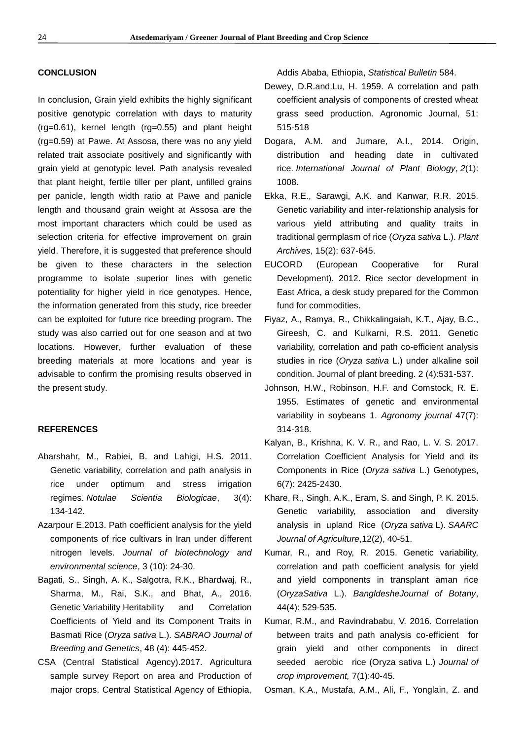## CONCLUSION

In conclusion, Grain yield exhibits the highly significant positive genotypic correlation with days to maturity (rg=0.61), kernel length (rg=0.55) and plant height (rg=0.59) at Pawe. At Assosa, there was no any yield related trait associate positively and significantly with grain yield at genotypic level. Path analysis revealed that plant height, fertile tiller per plant, unfilled grains per panicle, length width ratio at Pawe and panicle length and thousand grain weight at Assosa are the most important characters which could be used as selection criteria for effective improvement on grain yield. Therefore, it is suggested that preference should be given to these characters in the selection programme to isolate superior lines with genetic potentiality for higher yield in rice genotypes. Hence, the information generated from this study, rice breeder can be exploited for future rice breeding program. The study was also carried out for one season and at two locations. However, further evaluation of these breeding materials at more locations and year is advisable to confirm the promising results observed in the present study.

## REFERENCES

Abarshahr, M., Rabiei, B. and Lahigi, H.S. 2011. Genetic variability, correlation and path analysis in rice under optimum and stress irrigation regimes. *Notulae Scientia Biologicae*, 3(4): 134-142.

Azarpour E.2013. Path coefficient analysis for the yield components of rice cultivars in Iran under different nitrogen levels. *Journal of biotechnology and environmental science*, 3 (10): 24-30.

Bagati, S., Singh, A. K., Salgotra, R.K., Bhardwaj, R., Sharma, M., Rai, S.K., and Bhat, A., 2016. Genetic Variability Heritability and Correlation Coefficients of Yield and its Component Traits in Basmati Rice (*Oryza sativa* L.). *SABRAO Journal of Breeding and Genetics*, 48 (4): 445-452.

CSA (Central Statistical Agency).2017. Agricultura sample survey Report on area and Production of major crops. Central Statistical Agency of Ethiopia, Addis Ababa, Ethiopia, *Statistical Bulletin* 584.

Dewey, D.R.and.Lu, H. 1959. A correlation and path coefficient analysis of components of crested wheat grass seed production. Agronomic Journal, 51: 515-518

Dogara, A.M. and Jumare, A.I., 2014. Origin, distribution and heading date in cultivated rice. *International Journal of Plant Biology*, *2*(1): 1008.

Ekka, R.E., Sarawgi, A.K. and Kanwar, R.R. 2015. Genetic variability and inter-relationship analysis for various yield attributing and quality traits in traditional germplasm of rice (*Oryza sativa* L.). *Plant Archives*, 15(2): 637-645.

EUCORD (European Cooperative for Rural Development). 2012. Rice sector development in East Africa, a desk study prepared for the Common fund for commodities.

Fiyaz, A., Ramya, R., Chikkalingaiah, K.T., Ajay, B.C., Gireesh, C. and Kulkarni, R.S. 2011. Genetic variability, correlation and path co-efficient analysis studies in rice (*Oryza sativa* L.) under alkaline soil condition. Journal of plant breeding. 2 (4):531-537.

Johnson, H.W., Robinson, H.F. and Comstock, R. E. 1955. Estimates of genetic and environmental variability in soybeans 1. *Agronomy journal* 47(7): 314-318.

Kalyan, B., Krishna, K. V. R., and Rao, L. V. S. 2017. Correlation Coefficient Analysis for Yield and its Components in Rice (*Oryza sativa* L.) Genotypes, 6(7): 2425-2430.

Khare, R., Singh, A.K., Eram, S. and Singh, P. K. 2015. Genetic variability, association and diversity analysis in upland Rice (*Oryza sativa* L). *SAARC Journal of Agriculture*,12(2), 40-51.

Kumar, R., and Roy, R. 2015. Genetic variability, correlation and path coefficient analysis for yield and yield components in transplant aman rice (*OryzaSativa* L.). *BangldesheJournal of Botany*, 44(4): 529-535.

Kumar, R.M., and Ravindrababu, V. 2016. Correlation between traits and path analysis co-efficient for grain yield and other components in direct seeded aerobic rice (Oryza sativa L.) *Journal of crop improvement,* 7(1):40-45.

Osman, K.A., Mustafa, A.M., Ali, F., Yonglain, Z. and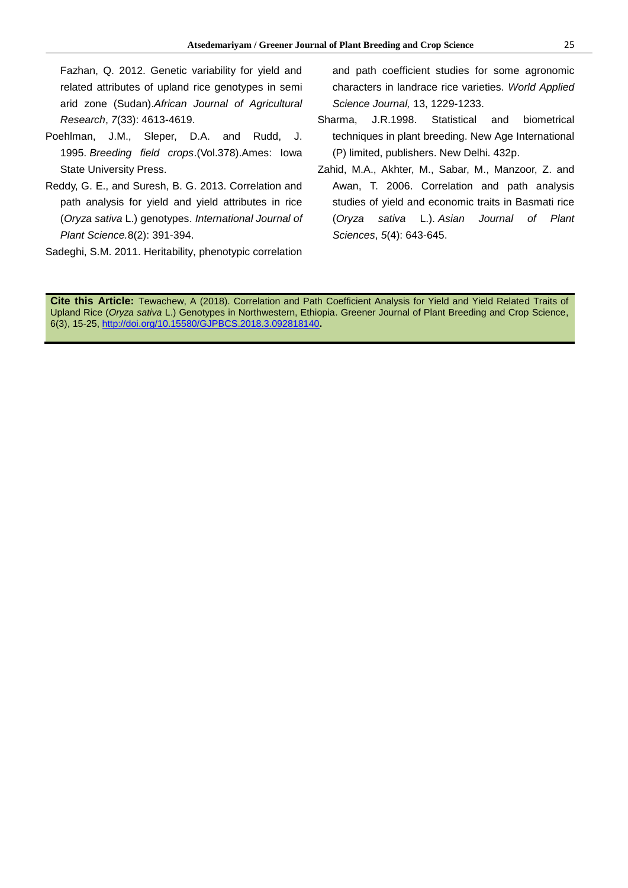Fazhan, Q. 2012. Genetic variability for yield and related attributes of upland rice genotypes in semi arid zone (Sudan).*African Journal of Agricultural Research*, *7*(33): 4613-4619.

Poehlman, J.M., Sleper, D.A. and Rudd, J. 1995. *Breeding field crops*.(Vol.378).Ames: Iowa State University Press.

Reddy, G. E., and Suresh, B. G. 2013. Correlation and path analysis for yield and yield attributes in rice (*Oryza sativa* L.) genotypes. *International Journal of Plant Science.*8(2): 391-394.

Sadeghi, S.M. 2011. Heritability, phenotypic correlation and path coefficient studies for some agronomic characters in landrace rice varieties. *World Applied Science Journal,* 13, 1229-1233.

Sharma, J.R.1998. Statistical and biometrical techniques in plant breeding. New Age International (P) limited, publishers. New Delhi. 432p.

Zahid, M.A., Akhter, M., Sabar, M., Manzoor, Z. and Awan, T. 2006. Correlation and path analysis studies of yield and economic traits in Basmati rice (*Oryza sativa* L.). *Asian Journal of Plant Sciences*, *5*(4): 643-645.

**Cite this Article:** Tewachew, A (2018). Correlation and Path Coefficient Analysis for Yield and Yield Related Traits of Upland Rice (*Oryza sativa* L.) Genotypes in Northwestern, Ethiopia. Greener Journal of Plant Breeding and Crop Science, 6(3), 15-25, http://doi.org/10.15580/GJPBCS.2018.3.092818140**.**